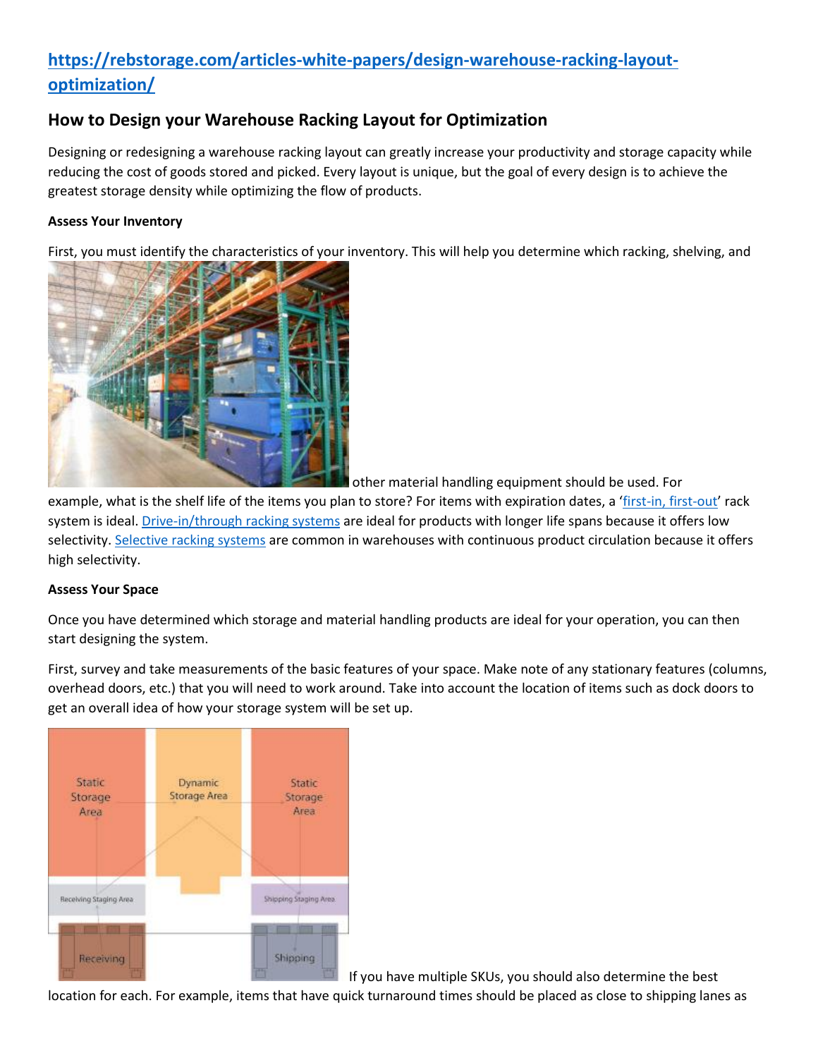[https://rebstorage.com/articles-white-papers/design-warehouse-racking-layout-optimization/](https://rebstorage.com/articles-white-papers/design-warehouse-racking-layout-optimization/)

## How to Design your Warehouse Racking Layout for Optimization

Designing or redesigning a warehouse racking layout can greatly increase your productivity and storage capacity while reducing the cost of goods stored and picked. Every layout is unique, but the goal of every design is to achieve the greatest storage density while optimizing the flow of products.

**Assess Your Inventory**

First, you must identify the characteristics of your inventory. This will help you determine which racking, shelving, and other material handling equipment should be used. For example, what is the shelf life of the items you plan to store? For items with expiration dates, a '[first-in, first-out](#)' rack system is ideal. [Drive-in/through racking systems](#) are ideal for products with longer life spans because it offers low selectivity. [Selective racking systems](#) are common in warehouses with continuous product circulation because it offers high selectivity.

**Assess Your Space**

Once you have determined which storage and material handling products are ideal for your operation, you can then start designing the system.

First, survey and take measurements of the basic features of your space. Make note of any stationary features (columns, overhead doors, etc.) that you will need to work around. Take into account the location of items such as dock doors to get an overall idea of how your storage system will be set up.

If you have multiple SKUs, you should also determine the best location for each. For example, items that have quick turnaround times should be placed as close to shipping lanes as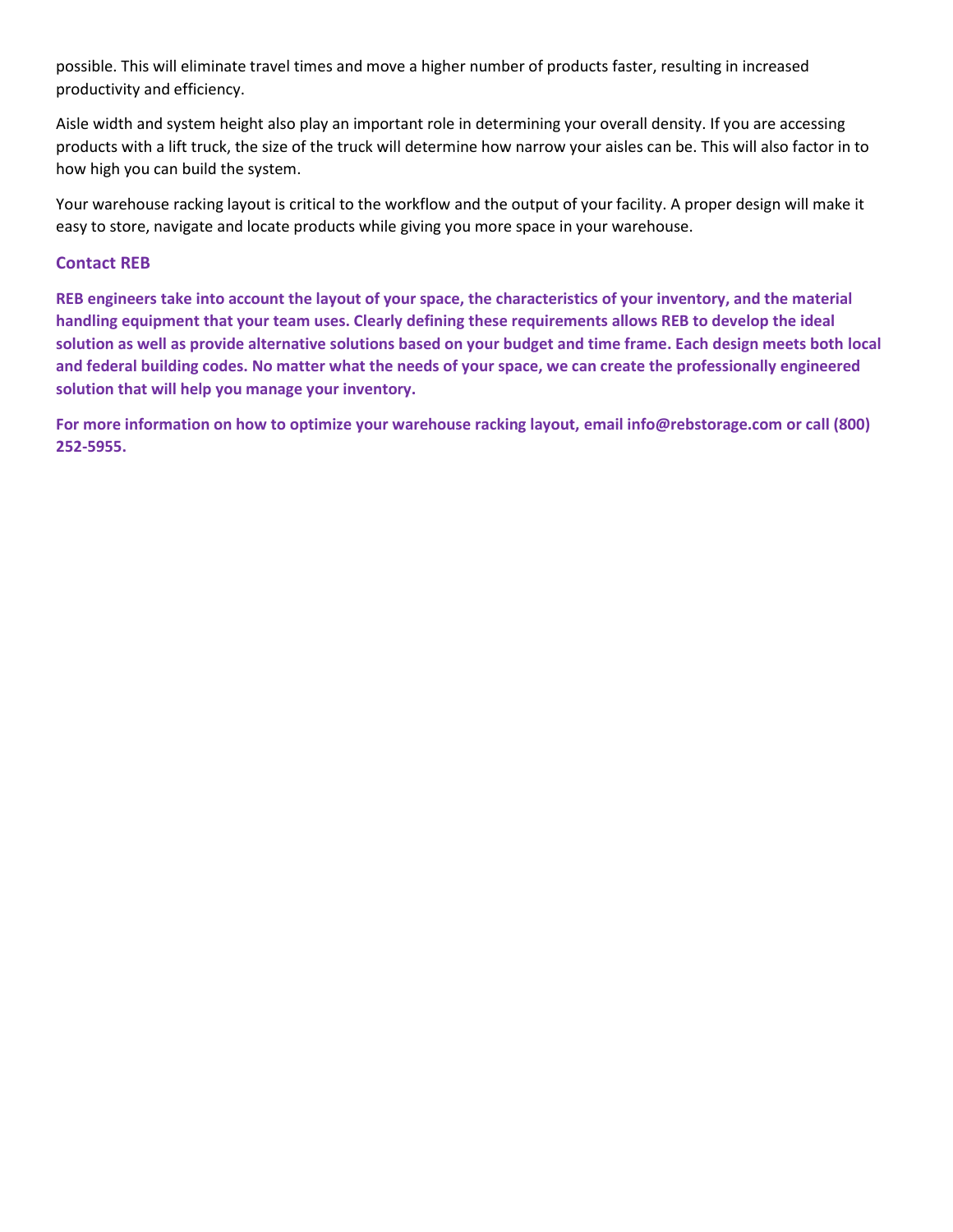possible. This will eliminate travel times and move a higher number of products faster, resulting in increased productivity and efficiency.

Aisle width and system height also play an important role in determining your overall density. If you are accessing products with a lift truck, the size of the truck will determine how narrow your aisles can be. This will also factor in to how high you can build the system.

Your warehouse racking layout is critical to the workflow and the output of your facility. A proper design will make it easy to store, navigate and locate products while giving you more space in your warehouse.

### Contact REB

**REB engineers take into account the layout of your space, the characteristics of your inventory, and the material handling equipment that your team uses. Clearly defining these requirements allows REB to develop the ideal solution as well as provide alternative solutions based on your budget and time frame. Each design meets both local and federal building codes. No matter what the needs of your space, we can create the professionally engineered solution that will help you manage your inventory.**

**For more information on how to optimize your warehouse racking layout, email info@rebstorage.com or call (800) 252-5955.**